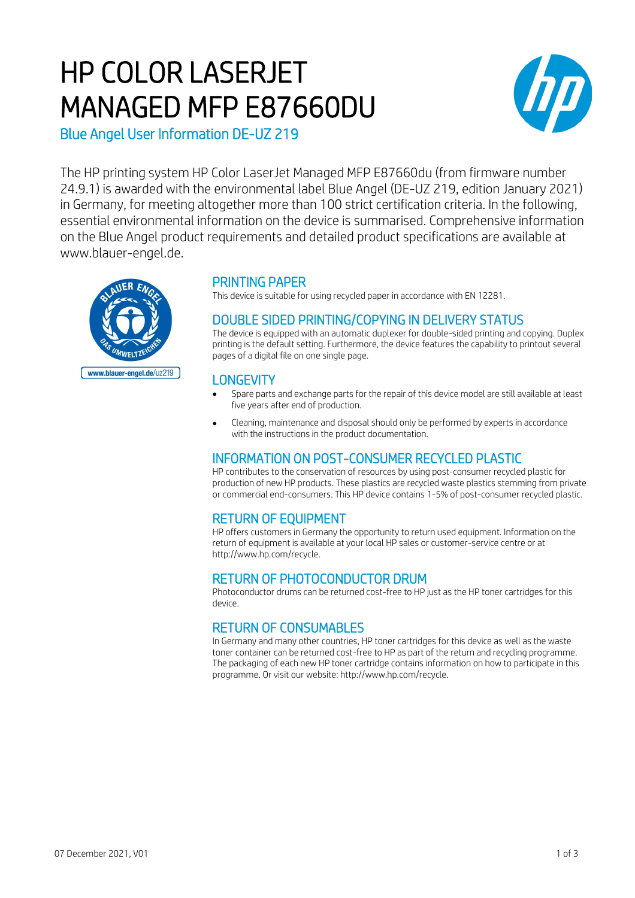# HP COLOR LASERJET MANAGED MFP E87660DU

## Blue Angel User Information DE-UZ 219

The HP printing system HP Color LaserJet Managed MFP E87660du (from firmware number 24.9.1) is awarded with the environmental label Blue Angel (DE-UZ 219, edition January 2021) in Germany, for meeting altogether more than 100 strict certification criteria. In the following, essential environmental information on the device is summarised. Comprehensive information on the Blue Angel product requirements and detailed product specifications are available at www.blauer-engel.de.

www.blauer-engel.de/uz219

### PRINTING PAPER

This device is suitable for using recycled paper in accordance with EN 12281.

### DOUBLE SIDED PRINTING/COPYING IN DELIVERY STATUS

The device is equipped with an automatic duplexer for double-sided printing and copying. Duplex printing is the default setting. Furthermore, the device features the capability to printout several pages of a digital file on one single page.

### LONGEVITY

- Spare parts and exchange parts for the repair of this device model are still available at least five years after end of production.
- Cleaning, maintenance and disposal should only be performed by experts in accordance with the instructions in the product documentation.

### INFORMATION ON POST-CONSUMER RECYCLED PLASTIC

HP contributes to the conservation of resources by using post-consumer recycled plastic for production of new HP products. These plastics are recycled waste plastics stemming from private or commercial end-consumers. This HP device contains 1-5% of post-consumer recycled plastic.

### RETURN OF EQUIPMENT

HP offers customers in Germany the opportunity to return used equipment. Information on the return of equipment is available at your local HP sales or customer-service centre or at http://www.hp.com/recycle.

### RETURN OF PHOTOCONDUCTOR DRUM

Photoconductor drums can be returned cost-free to HP just as the HP toner cartridges for this device.

### RETURN OF CONSUMABLES

In Germany and many other countries, HP toner cartridges for this device as well as the waste toner container can be returned cost-free to HP as part of the return and recycling programme. The packaging of each new HP toner cartridge contains information on how to participate in this programme. Or visit our website: http://www.hp.com/recycle.

07 December 2021, V01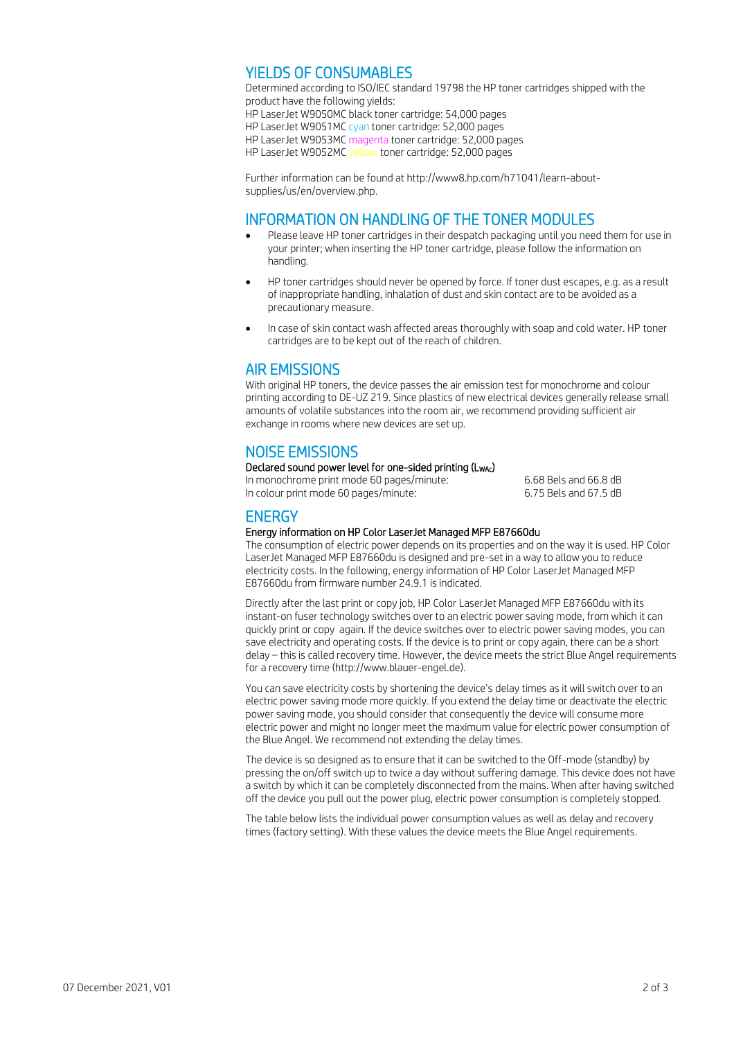## YIELDS OF CONSUMABLES

Determined according to ISO/IEC standard 19798 the HP toner cartridges shipped with the product have the following yields:
HP LaserJet W9050MC black toner cartridge: 54,000 pages
HP LaserJet W9051MC cyan toner cartridge: 52,000 pages
HP LaserJet W9053MC magenta toner cartridge: 52,000 pages
HP LaserJet W9052MC yellow toner cartridge: 52,000 pages

Further information can be found at http://www8.hp.com/h71041/learn-about-supplies/us/en/overview.php.

## INFORMATION ON HANDLING OF THE TONER MODULES

- Please leave HP toner cartridges in their despatch packaging until you need them for use in your printer; when inserting the HP toner cartridge, please follow the information on handling.
- HP toner cartridges should never be opened by force. If toner dust escapes, e.g. as a result of inappropriate handling, inhalation of dust and skin contact are to be avoided as a precautionary measure.
- In case of skin contact wash affected areas thoroughly with soap and cold water. HP toner cartridges are to be kept out of the reach of children.

## AIR EMISSIONS

With original HP toners, the device passes the air emission test for monochrome and colour printing according to DE-UZ 219. Since plastics of new electrical devices generally release small amounts of volatile substances into the room air, we recommend providing sufficient air exchange in rooms where new devices are set up.

## NOISE EMISSIONS

**Declared sound power level for one-sided printing ($L_{WAc}$)**

| | |
|---|---|
| In monochrome print mode 60 pages/minute: | 6.68 Bels and 66.8 dB |
| In colour print mode 60 pages/minute: | 6.75 Bels and 67.5 dB |

## ENERGY

**Energy information on HP Color LaserJet Managed MFP E87660du**

The consumption of electric power depends on its properties and on the way it is used. HP Color LaserJet Managed MFP E87660du is designed and pre-set in a way to allow you to reduce electricity costs. In the following, energy information of HP Color LaserJet Managed MFP E87660du from firmware number 24.9.1 is indicated.

Directly after the last print or copy job, HP Color LaserJet Managed MFP E87660du with its instant-on fuser technology switches over to an electric power saving mode, from which it can quickly print or copy again. If the device switches over to electric power saving modes, you can save electricity and operating costs. If the device is to print or copy again, there can be a short delay – this is called recovery time. However, the device meets the strict Blue Angel requirements for a recovery time (http://www.blauer-engel.de).

You can save electricity costs by shortening the device's delay times as it will switch over to an electric power saving mode more quickly. If you extend the delay time or deactivate the electric power saving mode, you should consider that consequently the device will consume more electric power and might no longer meet the maximum value for electric power consumption of the Blue Angel. We recommend not extending the delay times.

The device is so designed as to ensure that it can be switched to the Off-mode (standby) by pressing the on/off switch up to twice a day without suffering damage. This device does not have a switch by which it can be completely disconnected from the mains. When after having switched off the device you pull out the power plug, electric power consumption is completely stopped.

The table below lists the individual power consumption values as well as delay and recovery times (factory setting). With these values the device meets the Blue Angel requirements.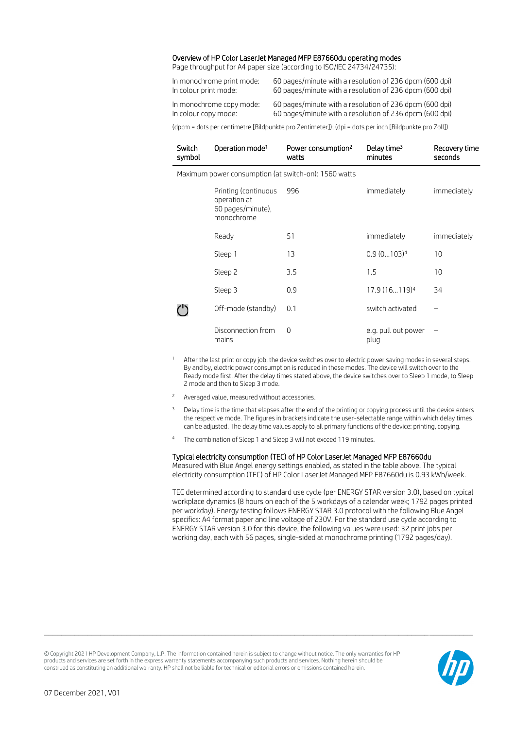### Overview of HP Color LaserJet Managed MFP E87660du operating modes

Page throughput for A4 paper size (according to ISO/IEC 24734/24735):

| | |
|---|---|
| In monochrome print mode: | 60 pages/minute with a resolution of 236 dpcm (600 dpi) |
| In colour print mode: | 60 pages/minute with a resolution of 236 dpcm (600 dpi) |
| In monochrome copy mode: | 60 pages/minute with a resolution of 236 dpcm (600 dpi) |
| In colour copy mode: | 60 pages/minute with a resolution of 236 dpcm (600 dpi) |

(dpcm = dots per centimetre [Bildpunkte pro Zentimeter]); (dpi = dots per inch [Bildpunkte pro Zoll])

| Switch symbol | Operation mode[1] | Power consumption[2] watts | Delay time[3] minutes | Recovery time seconds |
|---|---|---|---|---|
| Maximum power consumption (at switch-on): 1560 watts | | | | |
| | Printing (continuous operation at 60 pages/minute), monochrome | 996 | immediately | immediately |
| | Ready | 51 | immediately | immediately |
| | Sleep 1 | 13 | 0.9 (0…103)[4] | 10 |
| | Sleep 2 | 3.5 | 1.5 | 10 |
| | Sleep 3 | 0.9 | 17.9 (16…119)[4] | 34 |
| ⏻ | Off-mode (standby) | 0.1 | switch activated | – |
| | Disconnection from mains | 0 | e.g. pull out power plug | – |

1. After the last print or copy job, the device switches over to electric power saving modes in several steps. By and by, electric power consumption is reduced in these modes. The device will switch over to the Ready mode first. After the delay times stated above, the device switches over to Sleep 1 mode, to Sleep 2 mode and then to Sleep 3 mode.
2. Averaged value, measured without accessories.
3. Delay time is the time that elapses after the end of the printing or copying process until the device enters the respective mode. The figures in brackets indicate the user-selectable range within which delay times can be adjusted. The delay time values apply to all primary functions of the device: printing, copying.
4. The combination of Sleep 1 and Sleep 3 will not exceed 119 minutes.

### Typical electricity consumption (TEC) of HP Color LaserJet Managed MFP E87660du

Measured with Blue Angel energy settings enabled, as stated in the table above. The typical electricity consumption (TEC) of HP Color LaserJet Managed MFP E87660du is 0.93 kWh/week.

TEC determined according to standard use cycle (per ENERGY STAR version 3.0), based on typical workplace dynamics (8 hours on each of the 5 workdays of a calendar week; 1792 pages printed per workday). Energy testing follows ENERGY STAR 3.0 protocol with the following Blue Angel specifics: A4 format paper and line voltage of 230V. For the standard use cycle according to ENERGY STAR version 3.0 for this device, the following values were used: 32 print jobs per working day, each with 56 pages, single-sided at monochrome printing (1792 pages/day).

© Copyright 2021 HP Development Company, L.P. The information contained herein is subject to change without notice. The only warranties for HP products and services are set forth in the express warranty statements accompanying such products and services. Nothing herein should be construed as constituting an additional warranty. HP shall not be liable for technical or editorial errors or omissions contained herein.

07 December 2021, V01